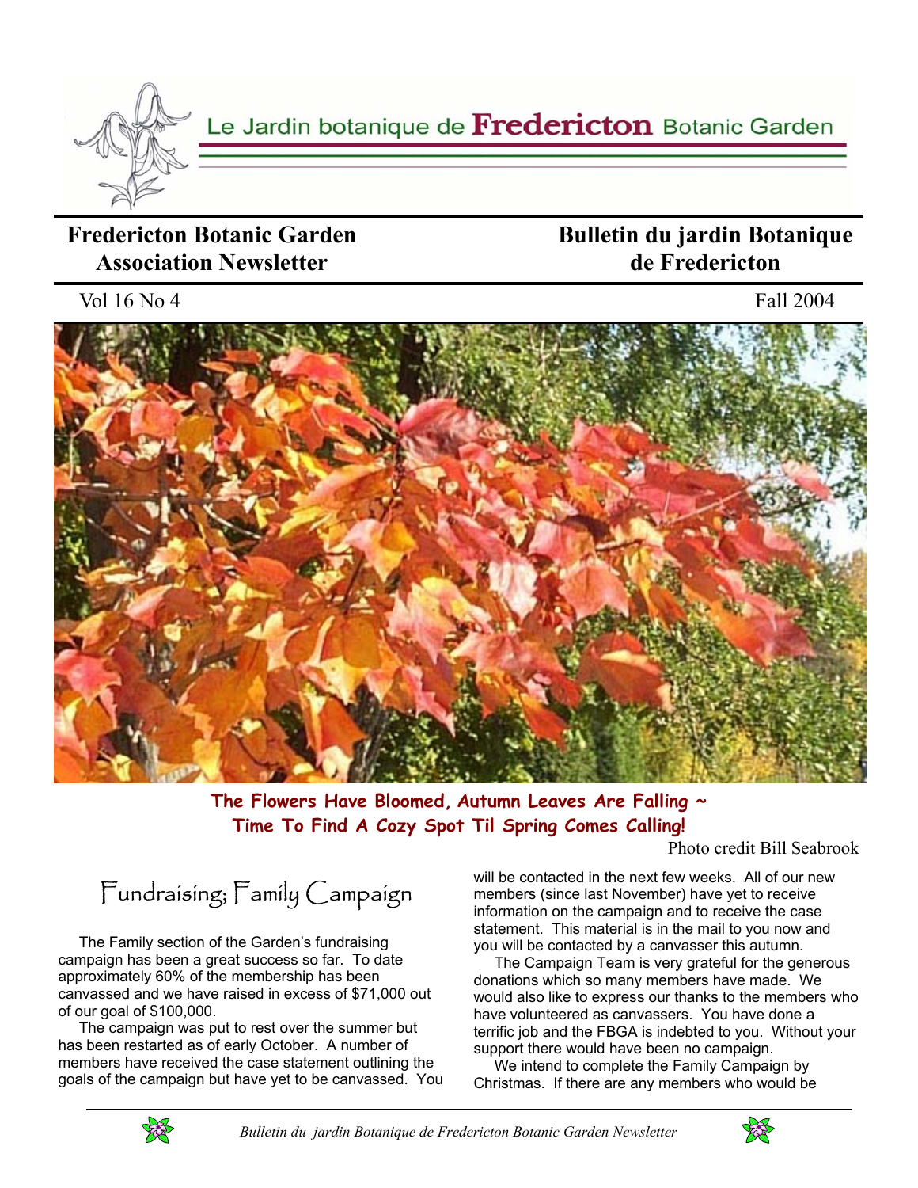Le Jardin botanique de **Fredericton** Botanic Garden

# Fredericton Botanic Garden Association Newsletter

# Bulletin du jardin Botanique de Fredericton

Vol 16 No 4

Fall 2004

**The Flowers Have Bloomed, Autumn Leaves Are Falling ~ Time To Find A Cozy Spot Til Spring Comes Calling!**

Photo credit Bill Seabrook

## Fundraising; Family Campaign

The Family section of the Garden's fundraising campaign has been a great success so far. To date approximately 60% of the membership has been canvassed and we have raised in excess of $71,000 out of our goal of $100,000.

The campaign was put to rest over the summer but has been restarted as of early October. A number of members have received the case statement outlining the goals of the campaign but have yet to be canvassed. You will be contacted in the next few weeks. All of our new members (since last November) have yet to receive information on the campaign and to receive the case statement. This material is in the mail to you now and you will be contacted by a canvasser this autumn.

The Campaign Team is very grateful for the generous donations which so many members have made. We would also like to express our thanks to the members who have volunteered as canvassers. You have done a terrific job and the FBGA is indebted to you. Without your support there would have been no campaign.

We intend to complete the Family Campaign by Christmas. If there are any members who would be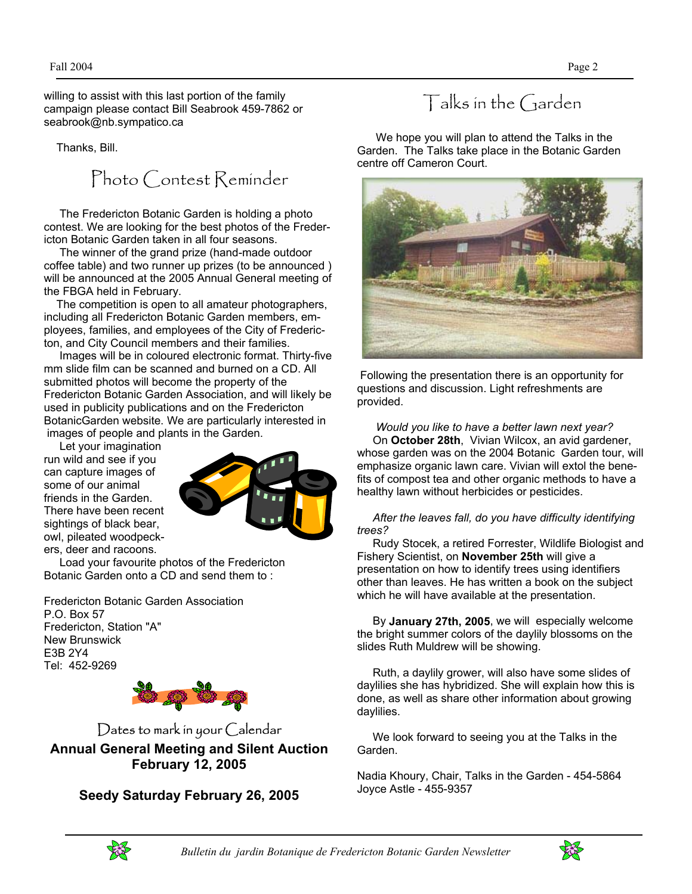willing to assist with this last portion of the family campaign please contact Bill Seabrook 459-7862 or seabrook@nb.sympatico.ca

Thanks, Bill.

## Photo Contest Reminder

The Fredericton Botanic Garden is holding a photo contest. We are looking for the best photos of the Fredericton Botanic Garden taken in all four seasons.

The winner of the grand prize (hand-made outdoor coffee table) and two runner up prizes (to be announced ) will be announced at the 2005 Annual General meeting of the FBGA held in February.

The competition is open to all amateur photographers, including all Fredericton Botanic Garden members, employees, families, and employees of the City of Fredericton, and City Council members and their families.

Images will be in coloured electronic format. Thirty-five mm slide film can be scanned and burned on a CD. All submitted photos will become the property of the Fredericton Botanic Garden Association, and will likely be used in publicity publications and on the Fredericton BotanicGarden website. We are particularly interested in images of people and plants in the Garden.

Let your imagination run wild and see if you can capture images of some of our animal friends in the Garden. There have been recent sightings of black bear, owl, pileated woodpeckers, deer and racoons.

Load your favourite photos of the Fredericton Botanic Garden onto a CD and send them to :

Fredericton Botanic Garden Association
P.O. Box 57
Fredericton, Station "A"
New Brunswick
E3B 2Y4
Tel: 452-9269

## Dates to mark in your Calendar

**Annual General Meeting and Silent Auction**
**February 12, 2005**

**Seedy Saturday February 26, 2005**

## Talks in the Garden

We hope you will plan to attend the Talks in the Garden. The Talks take place in the Botanic Garden centre off Cameron Court.

Following the presentation there is an opportunity for questions and discussion. Light refreshments are provided.

*Would you like to have a better lawn next year?*
On **October 28th**, Vivian Wilcox, an avid gardener, whose garden was on the 2004 Botanic Garden tour, will emphasize organic lawn care. Vivian will extol the benefits of compost tea and other organic methods to have a healthy lawn without herbicides or pesticides.

*After the leaves fall, do you have difficulty identifying trees?*
Rudy Stocek, a retired Forrester, Wildlife Biologist and Fishery Scientist, on **November 25th** will give a presentation on how to identify trees using identifiers other than leaves. He has written a book on the subject which he will have available at the presentation.

By **January 27th, 2005**, we will especially welcome the bright summer colors of the daylily blossoms on the slides Ruth Muldrew will be showing.

Ruth, a daylily grower, will also have some slides of daylilies she has hybridized. She will explain how this is done, as well as share other information about growing daylilies.

We look forward to seeing you at the Talks in the Garden.

Nadia Khoury, Chair, Talks in the Garden - 454-5864
Joyce Astle - 455-9357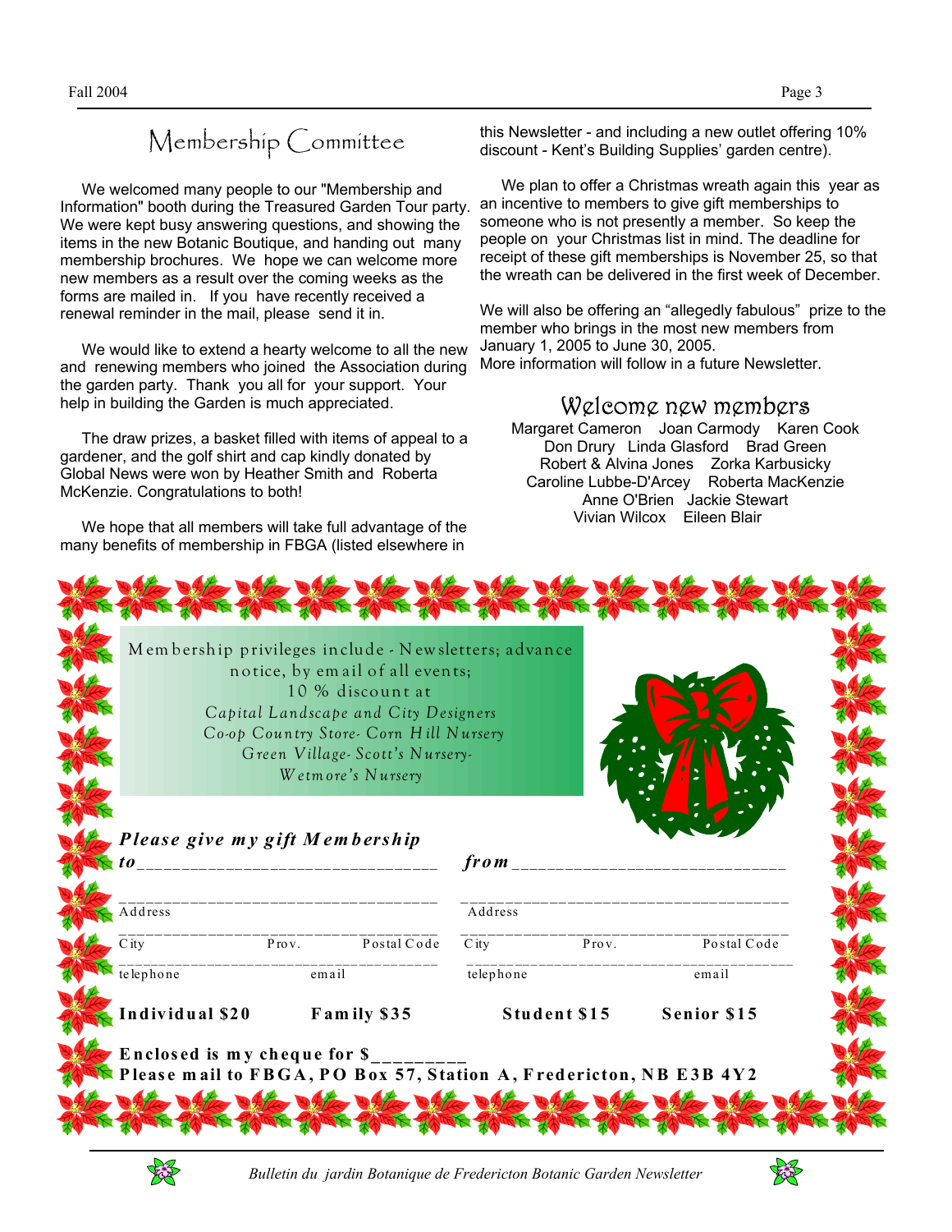## Membership Committee

We welcomed many people to our "Membership and Information" booth during the Treasured Garden Tour party. We were kept busy answering questions, and showing the items in the new Botanic Boutique, and handing out many membership brochures. We hope we can welcome many more new members as a result over the coming weeks as the forms are mailed in. If you have recently received a renewal reminder in the mail, please send it in.

We would like to extend a hearty welcome to all the new and renewing members who joined the Association during the garden party. Thank you all for your support. Your help in building the Garden is much appreciated.

The draw prizes, a basket filled with items of appeal to a gardener, and the golf shirt and cap kindly donated by Global News were won by Heather Smith and Roberta McKenzie. Congratulations to both!

We hope that all members will take full advantage of the many benefits of membership in FBGA (listed elsewhere in this Newsletter - and including a new outlet offering 10% discount - Kent's Building Supplies' garden centre).

We plan to offer a Christmas wreath again this year as an incentive to members to give gift memberships to someone who is not presently a member. So keep the people on your Christmas list in mind. The deadline for receipt of these gift memberships is November 25, so that the wreath can be delivered in the first week of December.

We will also be offering an "allegedly fabulous" prize to the member who brings in the most new members from January 1, 2005 to June 30, 2005.
More information will follow in a future Newsletter.

## Welcome new members

Margaret Cameron Joan Carmody Karen Cook
Don Drury Linda Glasford Brad Green
Robert & Alvina Jones Zorka Karbusicky
Caroline Lubbe-D'Arcey Roberta MacKenzie
Anne O'Brien Jackie Stewart
Vivian Wilcox Eileen Blair

---

Membership privileges include - Newsletters; advance notice, by email of all events;
10 % discount at
*Capital Landscape and City Designers*
*Co-op Country Store- Corn Hill Nursery*
*Green Village- Scott's Nursery-*
*Wetmore's Nursery*

***Please give my gift Membership***

***to*** ______________________________ ***from*** ______________________________

______________________________ ______________________________
Address Address

______________________________ ______________________________
City Prov. Postal Code City Prov. Postal Code

______________________________ ______________________________
telephone email telephone email

**Individual $20** **Family $35** **Student $15** **Senior $15**

**Enclosed is my cheque for $_________**
**Please mail to FBGA, PO Box 57, Station A, Fredericton, NB E3B 4Y2**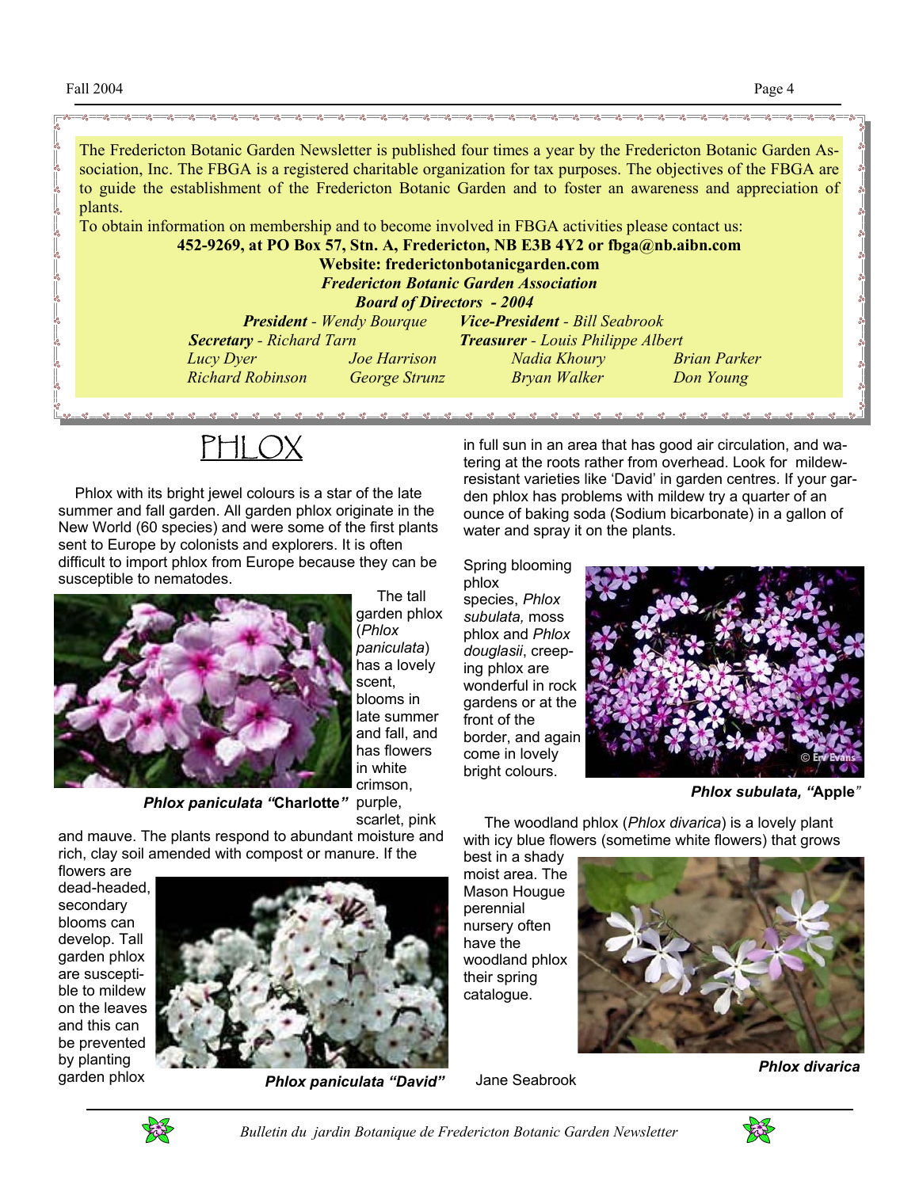The Fredericton Botanic Garden Newsletter is published four times a year by the Fredericton Botanic Garden Association, Inc. The FBGA is a registered charitable organization for tax purposes. The objectives of the FBGA are to guide the establishment of the Fredericton Botanic Garden and to foster an awareness and appreciation of plants.

To obtain information on membership and to become involved in FBGA activities please contact us:

**452-9269, at PO Box 57, Stn. A, Fredericton, NB E3B 4Y2 or fbga@nb.aibn.com**

**Website: frederictonbotanicgarden.com**

***Fredericton Botanic Garden Association***

***Board of Directors - 2004***

***President*** *- Wendy Bourque* ***Vice-President*** *- Bill Seabrook*

***Secretary*** *- Richard Tarn* ***Treasurer*** *- Louis Philippe Albert*

*Lucy Dyer* *Joe Harrison* *Nadia Khoury* *Brian Parker*

*Richard Robinson* *George Strunz* *Bryan Walker* *Don Young*

# PHLOX

Phlox with its bright jewel colours is a star of the late summer and fall garden. All garden phlox originate in the New World (60 species) and were some of the first plants sent to Europe by colonists and explorers. It is often difficult to import phlox from Europe because they can be susceptible to nematodes.

***Phlox paniculata "*Charlotte*"***

The tall garden phlox (*Phlox paniculata*) has a lovely scent, blooms in late summer and fall, and has flowers in white crimson, purple, scarlet, pink and mauve. The plants respond to abundant moisture and rich, clay soil amended with compost or manure. If the flowers are dead-headed, secondary blooms can develop. Tall garden phlox are susceptible to mildew on the leaves and this can be prevented by planting garden phlox in full sun in an area that has good air circulation, and watering at the roots rather from overhead. Look for mildew-resistant varieties like 'David' in garden centres. If your garden phlox has problems with mildew try a quarter of an ounce of baking soda (Sodium bicarbonate) in a gallon of water and spray it on the plants.

***Phlox paniculata "David"***

Spring blooming phlox species, *Phlox subulata,* moss phlox and *Phlox douglasii*, creeping phlox are wonderful in rock gardens or at the front of the border, and again come in lovely bright colours.

***Phlox subulata, "*Apple*"***

The woodland phlox (*Phlox divarica*) is a lovely plant with icy blue flowers (sometime white flowers) that grows best in a shady moist area. The Mason Hougue perennial nursery often have the woodland phlox their spring catalogue.

***Phlox divarica***

Jane Seabrook